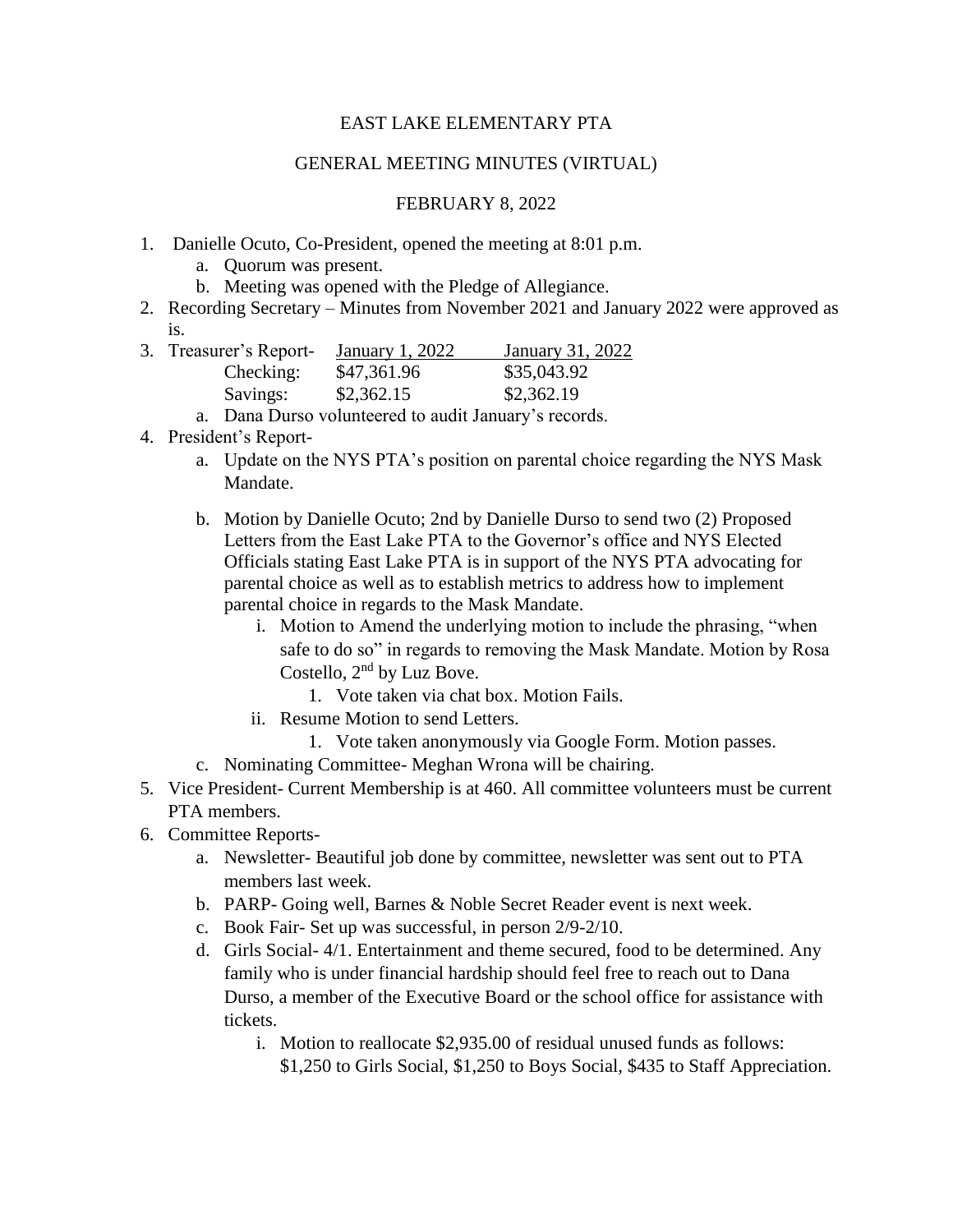EAST LAKE ELEMENTARY PTA

GENERAL MEETING MINUTES (VIRTUAL)

FEBRUARY 8, 2022

1. Danielle Ocuto, Co-President, opened the meeting at 8:01 p.m.
    a. Quorum was present.
    b. Meeting was opened with the Pledge of Allegiance.
2. Recording Secretary – Minutes from November 2021 and January 2022 were approved as is.
3. Treasurer's Report-

| | January 1, 2022 | January 31, 2022 |
|---|---|---|
| Checking: | $47,361.96 | $35,043.92 |
| Savings: | $2,362.15 | $2,362.19 |

    a. Dana Durso volunteered to audit January's records.
4. President's Report-
    a. Update on the NYS PTA's position on parental choice regarding the NYS Mask Mandate.
    b. Motion by Danielle Ocuto; 2nd by Danielle Durso to send two (2) Proposed Letters from the East Lake PTA to the Governor's office and NYS Elected Officials stating East Lake PTA is in support of the NYS PTA advocating for parental choice as well as to establish metrics to address how to implement parental choice in regards to the Mask Mandate.
        i. Motion to Amend the underlying motion to include the phrasing, "when safe to do so" in regards to removing the Mask Mandate. Motion by Rosa Costello, 2nd by Luz Bove.
            1. Vote taken via chat box. Motion Fails.
        ii. Resume Motion to send Letters.
            1. Vote taken anonymously via Google Form. Motion passes.
    c. Nominating Committee- Meghan Wrona will be chairing.
5. Vice President- Current Membership is at 460. All committee volunteers must be current PTA members.
6. Committee Reports-
    a. Newsletter- Beautiful job done by committee, newsletter was sent out to PTA members last week.
    b. PARP- Going well, Barnes & Noble Secret Reader event is next week.
    c. Book Fair- Set up was successful, in person 2/9-2/10.
    d. Girls Social- 4/1. Entertainment and theme secured, food to be determined. Any family who is under financial hardship should feel free to reach out to Dana Durso, a member of the Executive Board or the school office for assistance with tickets.
        i. Motion to reallocate $2,935.00 of residual unused funds as follows: $1,250 to Girls Social, $1,250 to Boys Social, $435 to Staff Appreciation.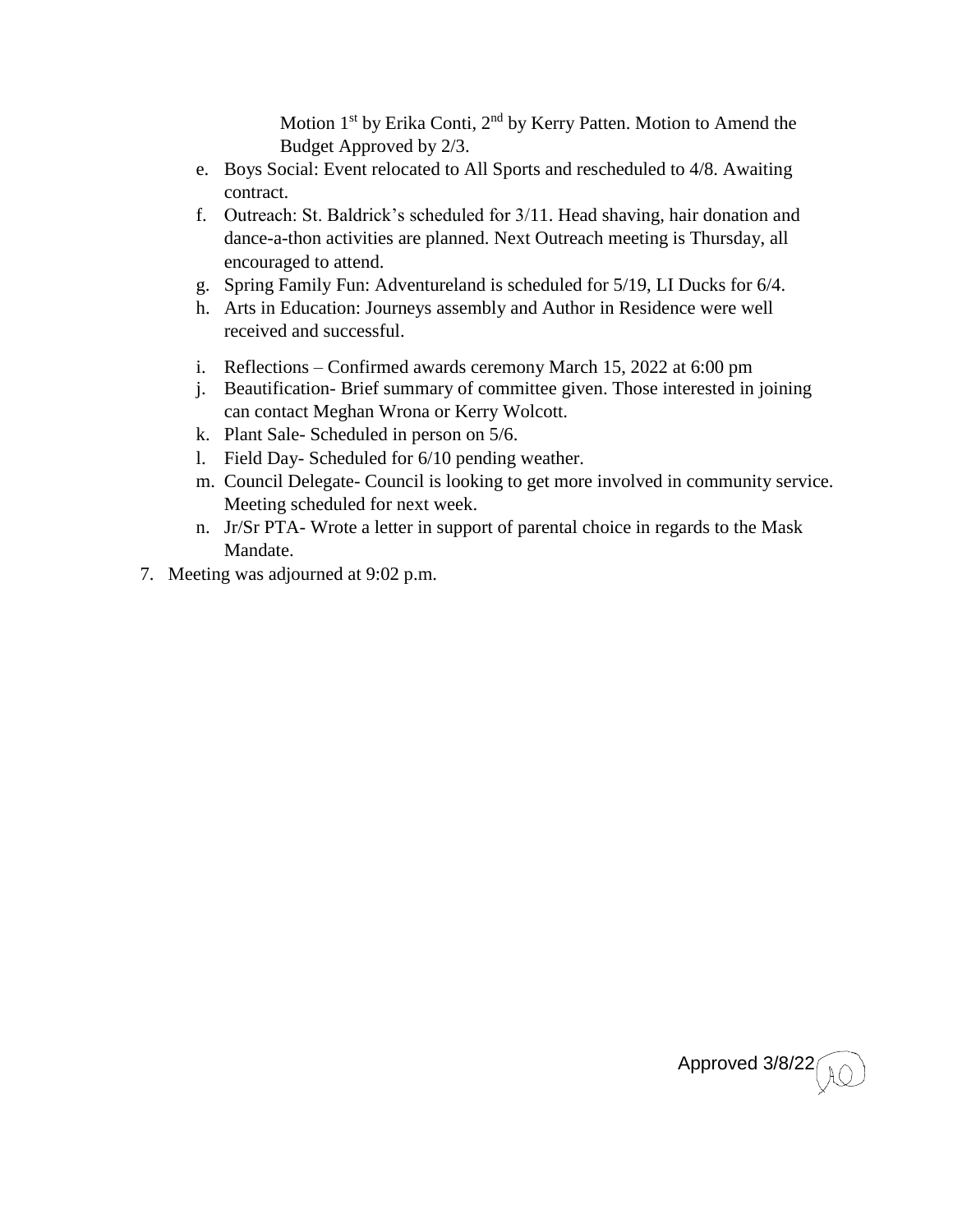Motion 1st by Erika Conti, 2nd by Kerry Patten. Motion to Amend the Budget Approved by 2/3.

e. Boys Social: Event relocated to All Sports and rescheduled to 4/8. Awaiting contract.
f. Outreach: St. Baldrick's scheduled for 3/11. Head shaving, hair donation and dance-a-thon activities are planned. Next Outreach meeting is Thursday, all encouraged to attend.
g. Spring Family Fun: Adventureland is scheduled for 5/19, LI Ducks for 6/4.
h. Arts in Education: Journeys assembly and Author in Residence were well received and successful.
i. Reflections – Confirmed awards ceremony March 15, 2022 at 6:00 pm
j. Beautification- Brief summary of committee given. Those interested in joining can contact Meghan Wrona or Kerry Wolcott.
k. Plant Sale- Scheduled in person on 5/6.
l. Field Day- Scheduled for 6/10 pending weather.
m. Council Delegate- Council is looking to get more involved in community service. Meeting scheduled for next week.
n. Jr/Sr PTA- Wrote a letter in support of parental choice in regards to the Mask Mandate.

7. Meeting was adjourned at 9:02 p.m.

Approved 3/8/22